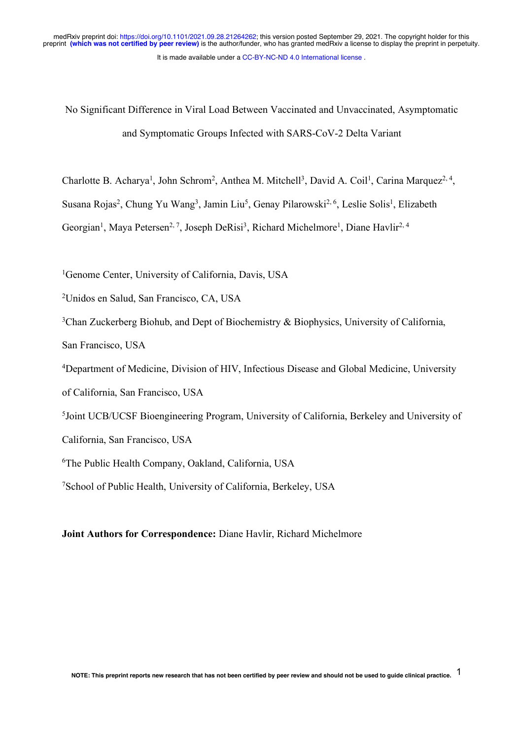# No Significant Difference in Viral Load Between Vaccinated and Unvaccinated, Asymptomatic and Symptomatic Groups Infected with SARS-CoV-2 Delta Variant

Charlotte B. Acharya[1], John Schrom[2], Anthea M. Mitchell[3], David A. Coil[1], Carina Marquez[2, 4], Susana Rojas[2], Chung Yu Wang[3], Jamin Liu[5], Genay Pilarowski[2, 6], Leslie Solis[1], Elizabeth Georgian[1], Maya Petersen[2, 7], Joseph DeRisi[3], Richard Michelmore[1], Diane Havlir[2, 4]

[1]Genome Center, University of California, Davis, USA

[2]Unidos en Salud, San Francisco, CA, USA

[3]Chan Zuckerberg Biohub, and Dept of Biochemistry & Biophysics, University of California, San Francisco, USA

[4]Department of Medicine, Division of HIV, Infectious Disease and Global Medicine, University of California, San Francisco, USA

[5]Joint UCB/UCSF Bioengineering Program, University of California, Berkeley and University of California, San Francisco, USA

[6]The Public Health Company, Oakland, California, USA

[7]School of Public Health, University of California, Berkeley, USA

**Joint Authors for Correspondence:** Diane Havlir, Richard Michelmore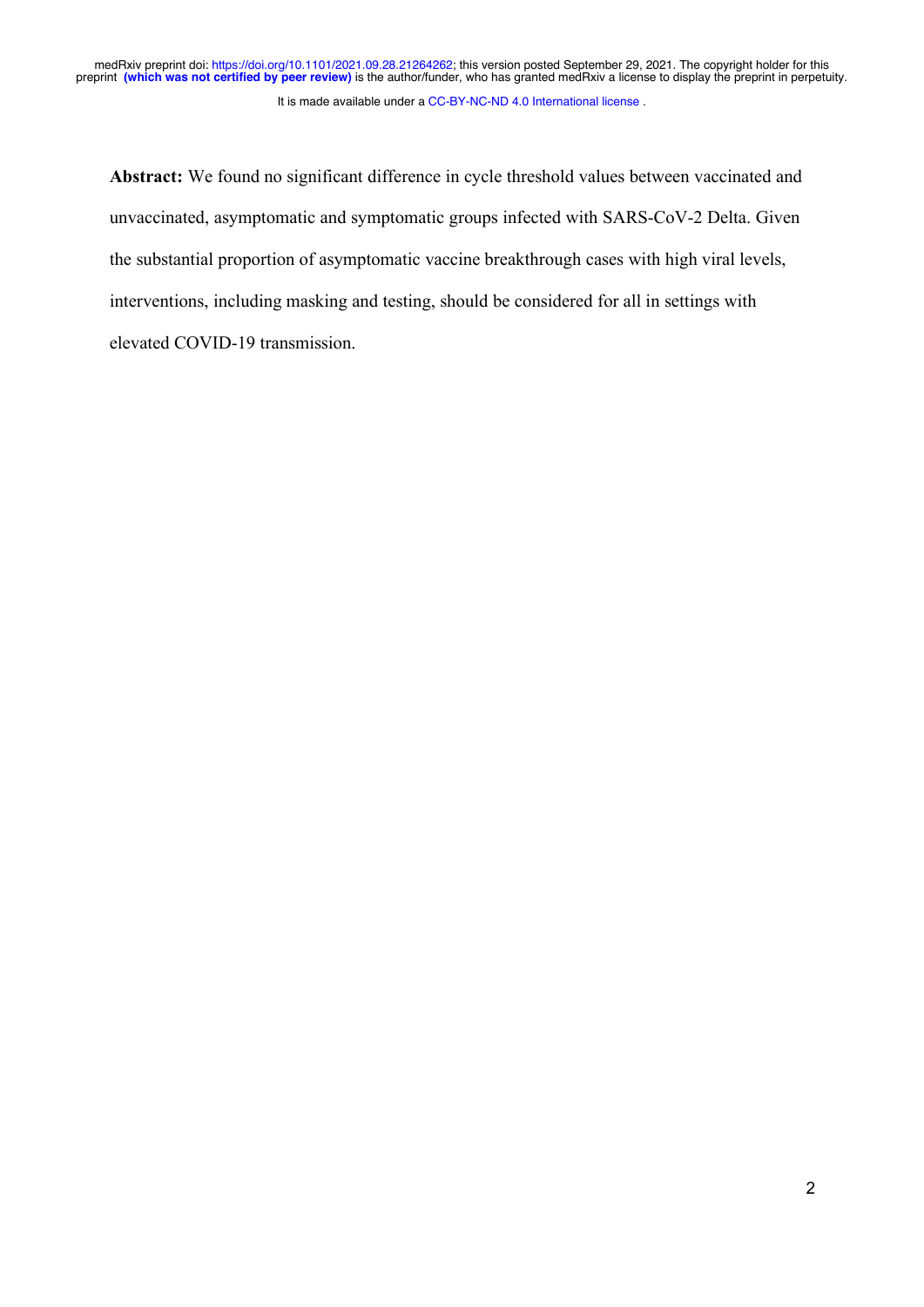**Abstract:** We found no significant difference in cycle threshold values between vaccinated and unvaccinated, asymptomatic and symptomatic groups infected with SARS-CoV-2 Delta. Given the substantial proportion of asymptomatic vaccine breakthrough cases with high viral levels, interventions, including masking and testing, should be considered for all in settings with elevated COVID-19 transmission.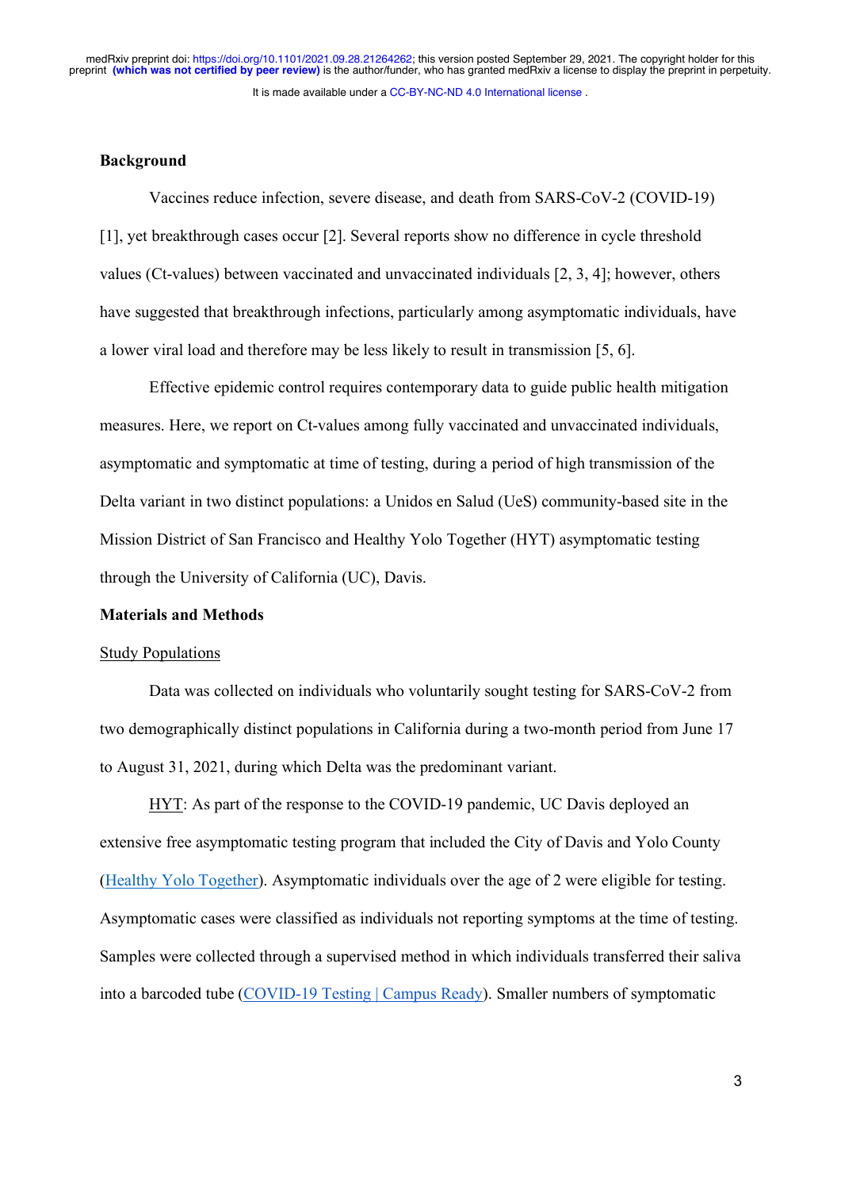**Background**

Vaccines reduce infection, severe disease, and death from SARS-CoV-2 (COVID-19) [1], yet breakthrough cases occur [2]. Several reports show no difference in cycle threshold values (Ct-values) between vaccinated and unvaccinated individuals [2, 3, 4]; however, others have suggested that breakthrough infections, particularly among asymptomatic individuals, have a lower viral load and therefore may be less likely to result in transmission [5, 6].

Effective epidemic control requires contemporary data to guide public health mitigation measures. Here, we report on Ct-values among fully vaccinated and unvaccinated individuals, asymptomatic and symptomatic at time of testing, during a period of high transmission of the Delta variant in two distinct populations: a Unidos en Salud (UeS) community-based site in the Mission District of San Francisco and Healthy Yolo Together (HYT) asymptomatic testing through the University of California (UC), Davis.

**Materials and Methods**

Study Populations

Data was collected on individuals who voluntarily sought testing for SARS-CoV-2 from two demographically distinct populations in California during a two-month period from June 17 to August 31, 2021, during which Delta was the predominant variant.

HYT: As part of the response to the COVID-19 pandemic, UC Davis deployed an extensive free asymptomatic testing program that included the City of Davis and Yolo County (Healthy Yolo Together). Asymptomatic individuals over the age of 2 were eligible for testing. Asymptomatic cases were classified as individuals not reporting symptoms at the time of testing. Samples were collected through a supervised method in which individuals transferred their saliva into a barcoded tube (COVID-19 Testing | Campus Ready). Smaller numbers of symptomatic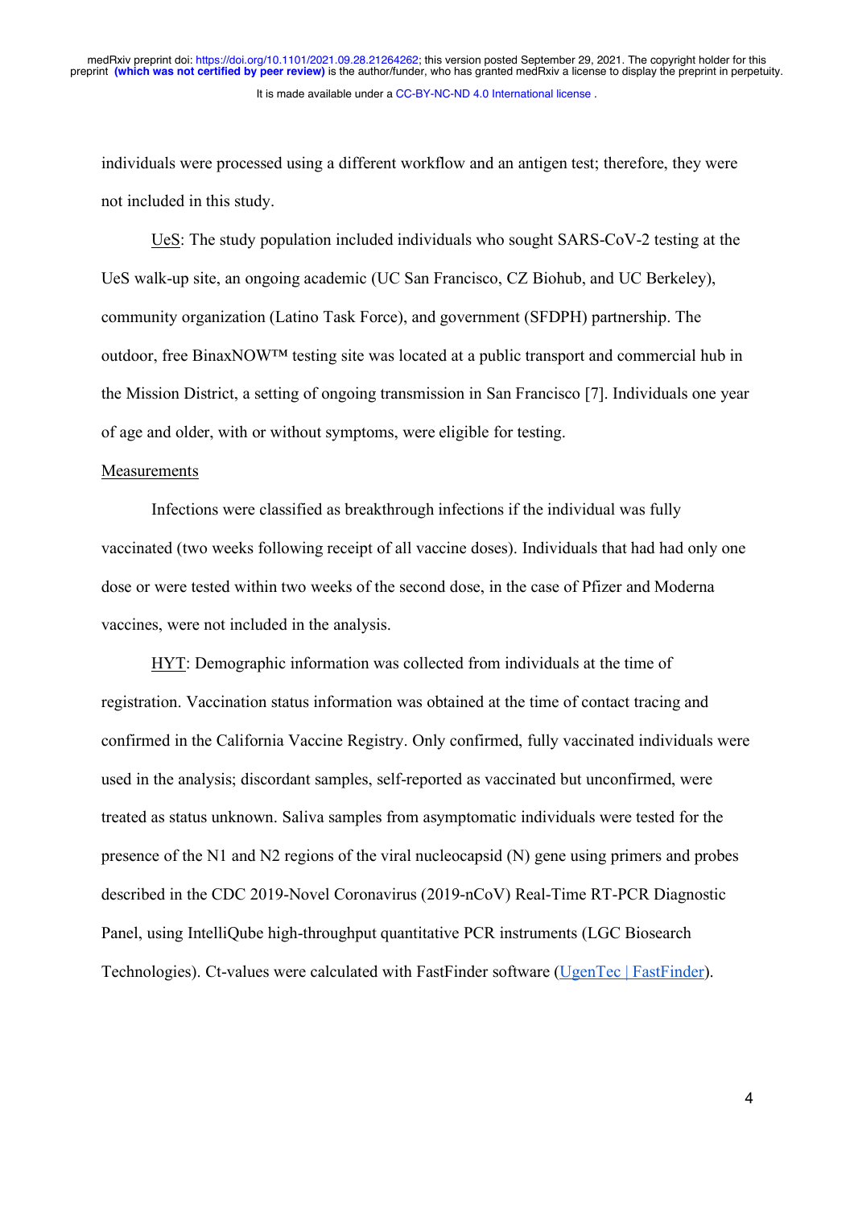individuals were processed using a different workflow and an antigen test; therefore, they were not included in this study.

UeS: The study population included individuals who sought SARS-CoV-2 testing at the UeS walk-up site, an ongoing academic (UC San Francisco, CZ Biohub, and UC Berkeley), community organization (Latino Task Force), and government (SFDPH) partnership. The outdoor, free BinaxNOW™ testing site was located at a public transport and commercial hub in the Mission District, a setting of ongoing transmission in San Francisco [7]. Individuals one year of age and older, with or without symptoms, were eligible for testing.

Measurements

Infections were classified as breakthrough infections if the individual was fully vaccinated (two weeks following receipt of all vaccine doses). Individuals that had had only one dose or were tested within two weeks of the second dose, in the case of Pfizer and Moderna vaccines, were not included in the analysis.

HYT: Demographic information was collected from individuals at the time of registration. Vaccination status information was obtained at the time of contact tracing and confirmed in the California Vaccine Registry. Only confirmed, fully vaccinated individuals were used in the analysis; discordant samples, self-reported as vaccinated but unconfirmed, were treated as status unknown. Saliva samples from asymptomatic individuals were tested for the presence of the N1 and N2 regions of the viral nucleocapsid (N) gene using primers and probes described in the CDC 2019-Novel Coronavirus (2019-nCoV) Real-Time RT-PCR Diagnostic Panel, using IntelliQube high-throughput quantitative PCR instruments (LGC Biosearch Technologies). Ct-values were calculated with FastFinder software (UgenTec | FastFinder).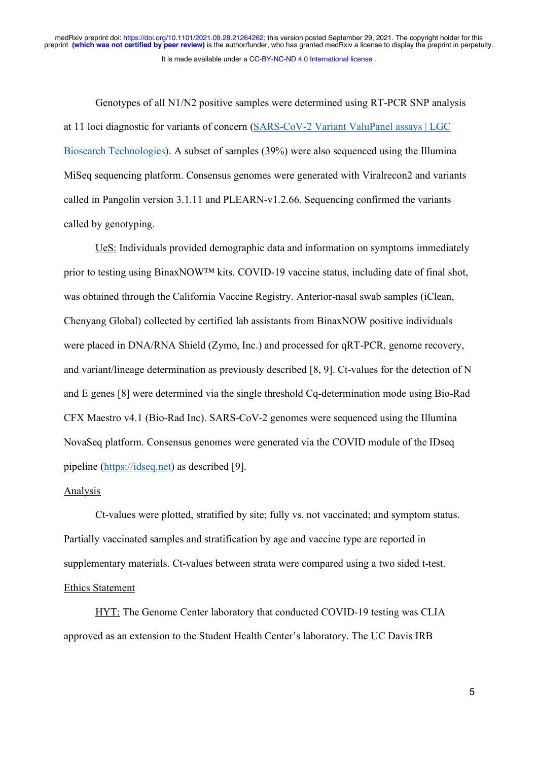Genotypes of all N1/N2 positive samples were determined using RT-PCR SNP analysis at 11 loci diagnostic for variants of concern (SARS-CoV-2 Variant ValuPanel assays | LGC Biosearch Technologies). A subset of samples (39%) were also sequenced using the Illumina MiSeq sequencing platform. Consensus genomes were generated with Viralrecon2 and variants called in Pangolin version 3.1.11 and PLEARN-v1.2.66. Sequencing confirmed the variants called by genotyping.

UeS: Individuals provided demographic data and information on symptoms immediately prior to testing using BinaxNOW™ kits. COVID-19 vaccine status, including date of final shot, was obtained through the California Vaccine Registry. Anterior-nasal swab samples (iClean, Chenyang Global) collected by certified lab assistants from BinaxNOW positive individuals were placed in DNA/RNA Shield (Zymo, Inc.) and processed for qRT-PCR, genome recovery, and variant/lineage determination as previously described [8, 9]. Ct-values for the detection of N and E genes [8] were determined via the single threshold Cq-determination mode using Bio-Rad CFX Maestro v4.1 (Bio-Rad Inc). SARS-CoV-2 genomes were sequenced using the Illumina NovaSeq platform. Consensus genomes were generated via the COVID module of the IDseq pipeline (https://idseq.net) as described [9].

## Analysis

Ct-values were plotted, stratified by site; fully vs. not vaccinated; and symptom status. Partially vaccinated samples and stratification by age and vaccine type are reported in supplementary materials. Ct-values between strata were compared using a two sided t-test.

## Ethics Statement

HYT: The Genome Center laboratory that conducted COVID-19 testing was CLIA approved as an extension to the Student Health Center's laboratory. The UC Davis IRB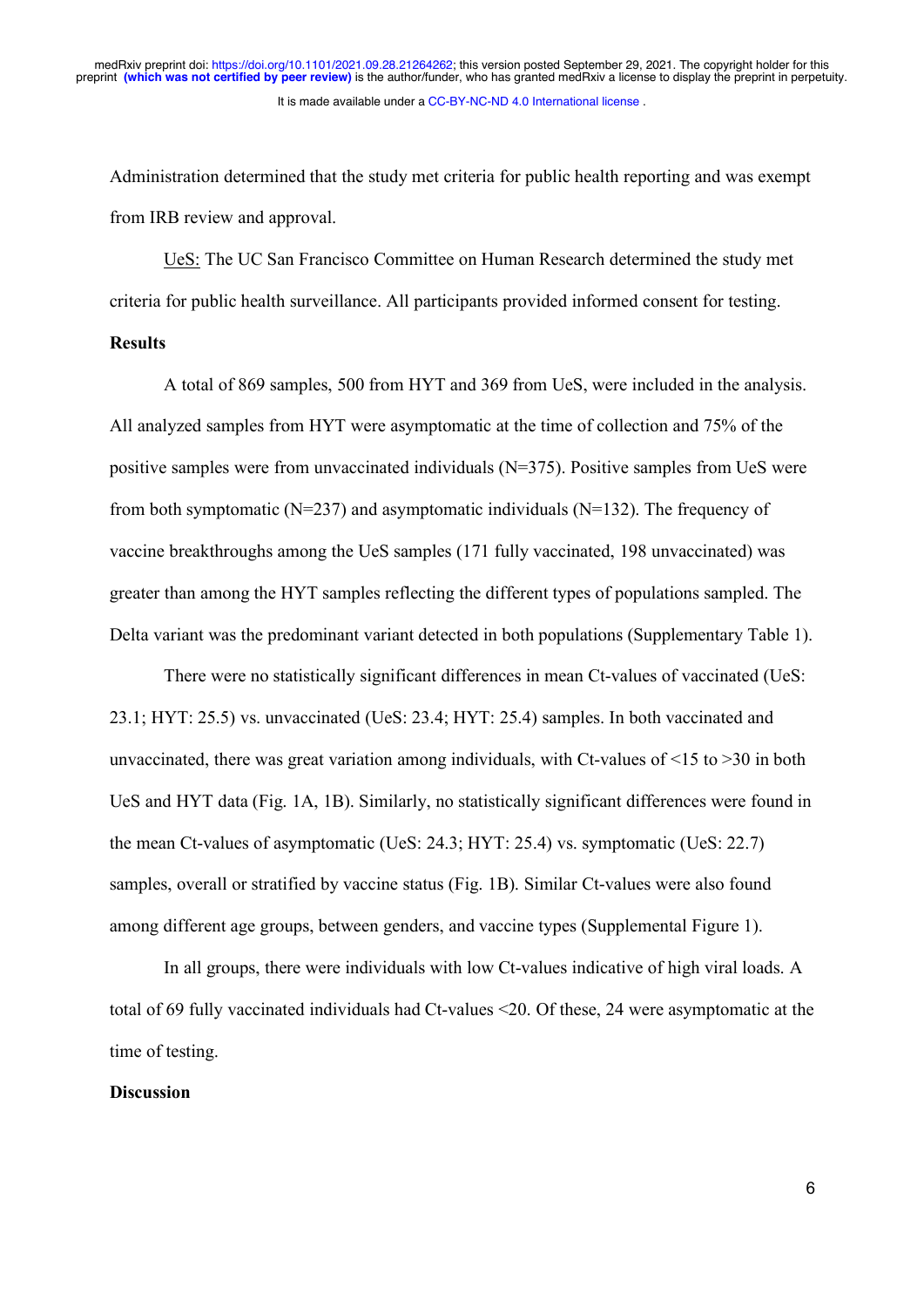Administration determined that the study met criteria for public health reporting and was exempt from IRB review and approval.

UeS: The UC San Francisco Committee on Human Research determined the study met criteria for public health surveillance. All participants provided informed consent for testing.

**Results**

A total of 869 samples, 500 from HYT and 369 from UeS, were included in the analysis. All analyzed samples from HYT were asymptomatic at the time of collection and 75% of the positive samples were from unvaccinated individuals (N=375). Positive samples from UeS were from both symptomatic (N=237) and asymptomatic individuals (N=132). The frequency of vaccine breakthroughs among the UeS samples (171 fully vaccinated, 198 unvaccinated) was greater than among the HYT samples reflecting the different types of populations sampled. The Delta variant was the predominant variant detected in both populations (Supplementary Table 1).

There were no statistically significant differences in mean Ct-values of vaccinated (UeS: 23.1; HYT: 25.5) vs. unvaccinated (UeS: 23.4; HYT: 25.4) samples. In both vaccinated and unvaccinated, there was great variation among individuals, with Ct-values of <15 to >30 in both UeS and HYT data (Fig. 1A, 1B). Similarly, no statistically significant differences were found in the mean Ct-values of asymptomatic (UeS: 24.3; HYT: 25.4) vs. symptomatic (UeS: 22.7) samples, overall or stratified by vaccine status (Fig. 1B). Similar Ct-values were also found among different age groups, between genders, and vaccine types (Supplemental Figure 1).

In all groups, there were individuals with low Ct-values indicative of high viral loads. A total of 69 fully vaccinated individuals had Ct-values <20. Of these, 24 were asymptomatic at the time of testing.

**Discussion**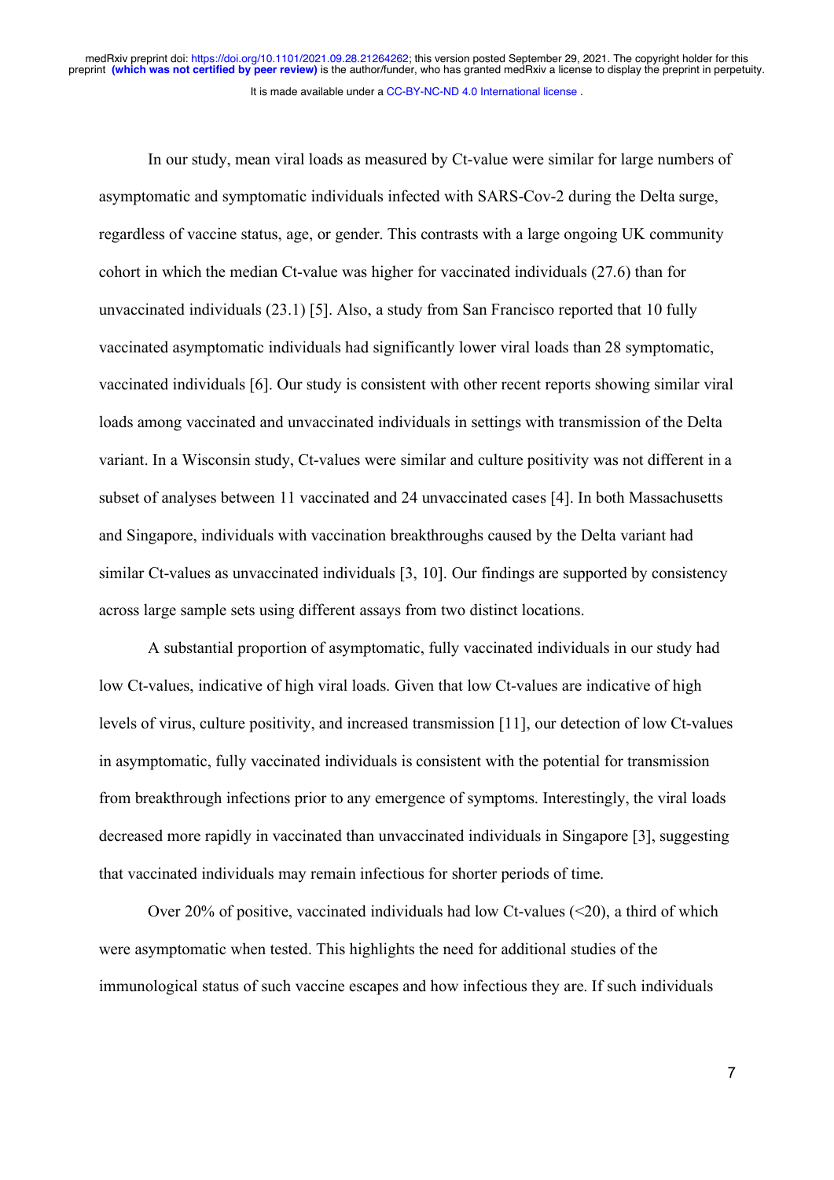In our study, mean viral loads as measured by Ct-value were similar for large numbers of asymptomatic and symptomatic individuals infected with SARS-Cov-2 during the Delta surge, regardless of vaccine status, age, or gender. This contrasts with a large ongoing UK community cohort in which the median Ct-value was higher for vaccinated individuals (27.6) than for unvaccinated individuals (23.1) [5]. Also, a study from San Francisco reported that 10 fully vaccinated asymptomatic individuals had significantly lower viral loads than 28 symptomatic, vaccinated individuals [6]. Our study is consistent with other recent reports showing similar viral loads among vaccinated and unvaccinated individuals in settings with transmission of the Delta variant. In a Wisconsin study, Ct-values were similar and culture positivity was not different in a subset of analyses between 11 vaccinated and 24 unvaccinated cases [4]. In both Massachusetts and Singapore, individuals with vaccination breakthroughs caused by the Delta variant had similar Ct-values as unvaccinated individuals [3, 10]. Our findings are supported by consistency across large sample sets using different assays from two distinct locations.

A substantial proportion of asymptomatic, fully vaccinated individuals in our study had low Ct-values, indicative of high viral loads. Given that low Ct-values are indicative of high levels of virus, culture positivity, and increased transmission [11], our detection of low Ct-values in asymptomatic, fully vaccinated individuals is consistent with the potential for transmission from breakthrough infections prior to any emergence of symptoms. Interestingly, the viral loads decreased more rapidly in vaccinated than unvaccinated individuals in Singapore [3], suggesting that vaccinated individuals may remain infectious for shorter periods of time.

Over 20% of positive, vaccinated individuals had low Ct-values (<20), a third of which were asymptomatic when tested. This highlights the need for additional studies of the immunological status of such vaccine escapes and how infectious they are. If such individuals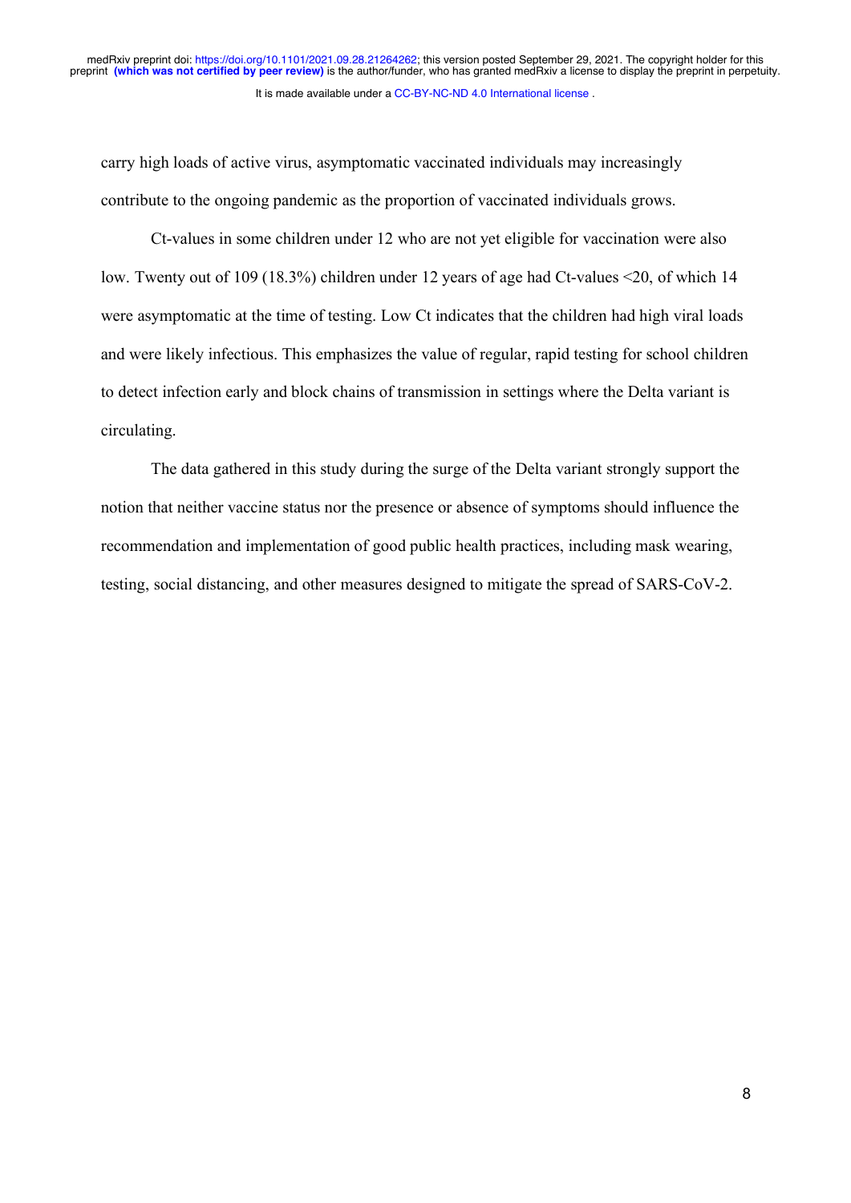carry high loads of active virus, asymptomatic vaccinated individuals may increasingly contribute to the ongoing pandemic as the proportion of vaccinated individuals grows.

Ct-values in some children under 12 who are not yet eligible for vaccination were also low. Twenty out of 109 (18.3%) children under 12 years of age had Ct-values <20, of which 14 were asymptomatic at the time of testing. Low Ct indicates that the children had high viral loads and were likely infectious. This emphasizes the value of regular, rapid testing for school children to detect infection early and block chains of transmission in settings where the Delta variant is circulating.

The data gathered in this study during the surge of the Delta variant strongly support the notion that neither vaccine status nor the presence or absence of symptoms should influence the recommendation and implementation of good public health practices, including mask wearing, testing, social distancing, and other measures designed to mitigate the spread of SARS-CoV-2.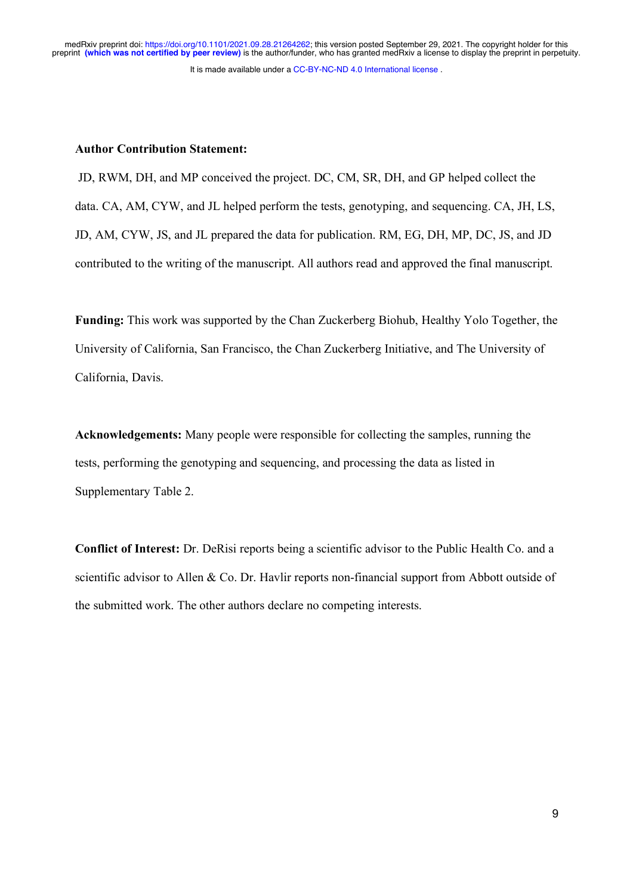**Author Contribution Statement:**

JD, RWM, DH, and MP conceived the project. DC, CM, SR, DH, and GP helped collect the data. CA, AM, CYW, and JL helped perform the tests, genotyping, and sequencing. CA, JH, LS, JD, AM, CYW, JS, and JL prepared the data for publication. RM, EG, DH, MP, DC, JS, and JD contributed to the writing of the manuscript. All authors read and approved the final manuscript.

**Funding:** This work was supported by the Chan Zuckerberg Biohub, Healthy Yolo Together, the University of California, San Francisco, the Chan Zuckerberg Initiative, and The University of California, Davis.

**Acknowledgements:** Many people were responsible for collecting the samples, running the tests, performing the genotyping and sequencing, and processing the data as listed in Supplementary Table 2.

**Conflict of Interest:** Dr. DeRisi reports being a scientific advisor to the Public Health Co. and a scientific advisor to Allen & Co. Dr. Havlir reports non-financial support from Abbott outside of the submitted work. The other authors declare no competing interests.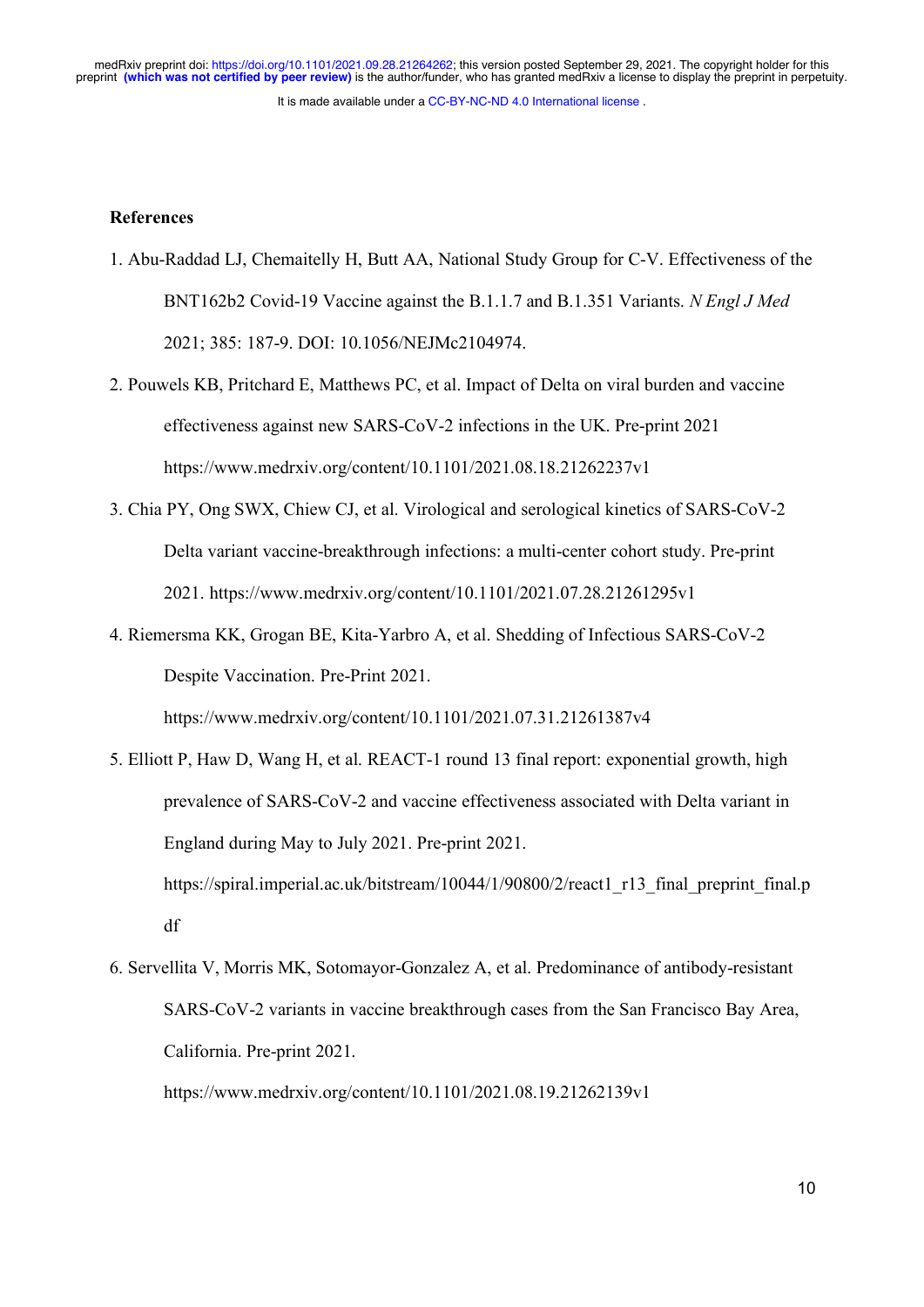## References

1. Abu-Raddad LJ, Chemaitelly H, Butt AA, National Study Group for C-V. Effectiveness of the BNT162b2 Covid-19 Vaccine against the B.1.1.7 and B.1.351 Variants. *N Engl J Med* 2021; 385: 187-9. DOI: 10.1056/NEJMc2104974.
2. Pouwels KB, Pritchard E, Matthews PC, et al. Impact of Delta on viral burden and vaccine effectiveness against new SARS-CoV-2 infections in the UK. Pre-print 2021 https://www.medrxiv.org/content/10.1101/2021.08.18.21262237v1
3. Chia PY, Ong SWX, Chiew CJ, et al. Virological and serological kinetics of SARS-CoV-2 Delta variant vaccine-breakthrough infections: a multi-center cohort study. Pre-print 2021. https://www.medrxiv.org/content/10.1101/2021.07.28.21261295v1
4. Riemersma KK, Grogan BE, Kita-Yarbro A, et al. Shedding of Infectious SARS-CoV-2 Despite Vaccination. Pre-Print 2021. https://www.medrxiv.org/content/10.1101/2021.07.31.21261387v4
5. Elliott P, Haw D, Wang H, et al. REACT-1 round 13 final report: exponential growth, high prevalence of SARS-CoV-2 and vaccine effectiveness associated with Delta variant in England during May to July 2021. Pre-print 2021. https://spiral.imperial.ac.uk/bitstream/10044/1/90800/2/react1_r13_final_preprint_final.pdf
6. Servellita V, Morris MK, Sotomayor-Gonzalez A, et al. Predominance of antibody-resistant SARS-CoV-2 variants in vaccine breakthrough cases from the San Francisco Bay Area, California. Pre-print 2021. https://www.medrxiv.org/content/10.1101/2021.08.19.21262139v1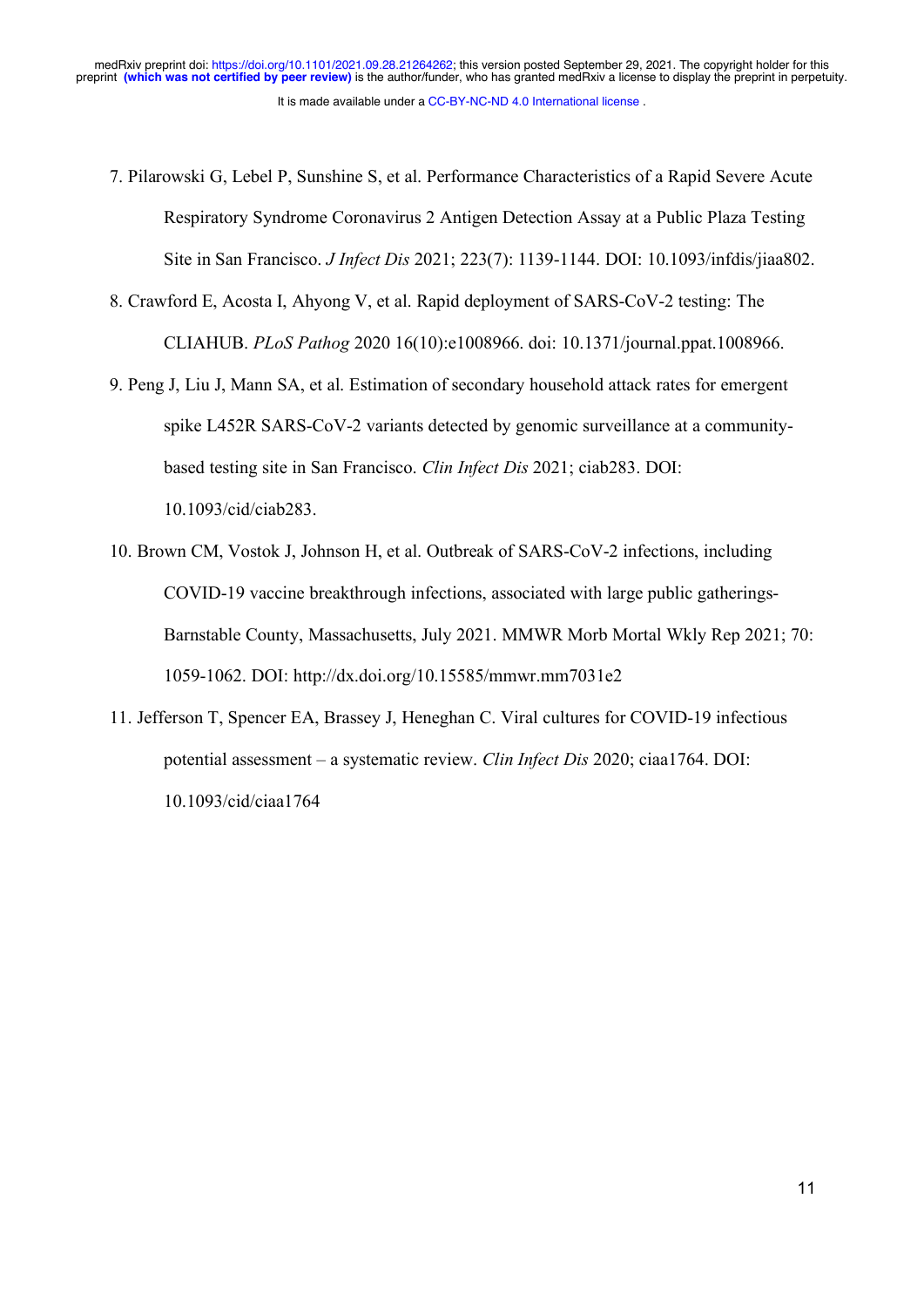7. Pilarowski G, Lebel P, Sunshine S, et al. Performance Characteristics of a Rapid Severe Acute Respiratory Syndrome Coronavirus 2 Antigen Detection Assay at a Public Plaza Testing Site in San Francisco. *J Infect Dis* 2021; 223(7): 1139-1144. DOI: 10.1093/infdis/jiaa802.

8. Crawford E, Acosta I, Ahyong V, et al. Rapid deployment of SARS-CoV-2 testing: The CLIAHUB. *PLoS Pathog* 2020 16(10):e1008966. doi: 10.1371/journal.ppat.1008966.

9. Peng J, Liu J, Mann SA, et al. Estimation of secondary household attack rates for emergent spike L452R SARS-CoV-2 variants detected by genomic surveillance at a community-based testing site in San Francisco. *Clin Infect Dis* 2021; ciab283. DOI: 10.1093/cid/ciab283.

10. Brown CM, Vostok J, Johnson H, et al. Outbreak of SARS-CoV-2 infections, including COVID-19 vaccine breakthrough infections, associated with large public gatherings-Barnstable County, Massachusetts, July 2021. MMWR Morb Mortal Wkly Rep 2021; 70: 1059-1062. DOI: http://dx.doi.org/10.15585/mmwr.mm7031e2

11. Jefferson T, Spencer EA, Brassey J, Heneghan C. Viral cultures for COVID-19 infectious potential assessment – a systematic review. *Clin Infect Dis* 2020; ciaa1764. DOI: 10.1093/cid/ciaa1764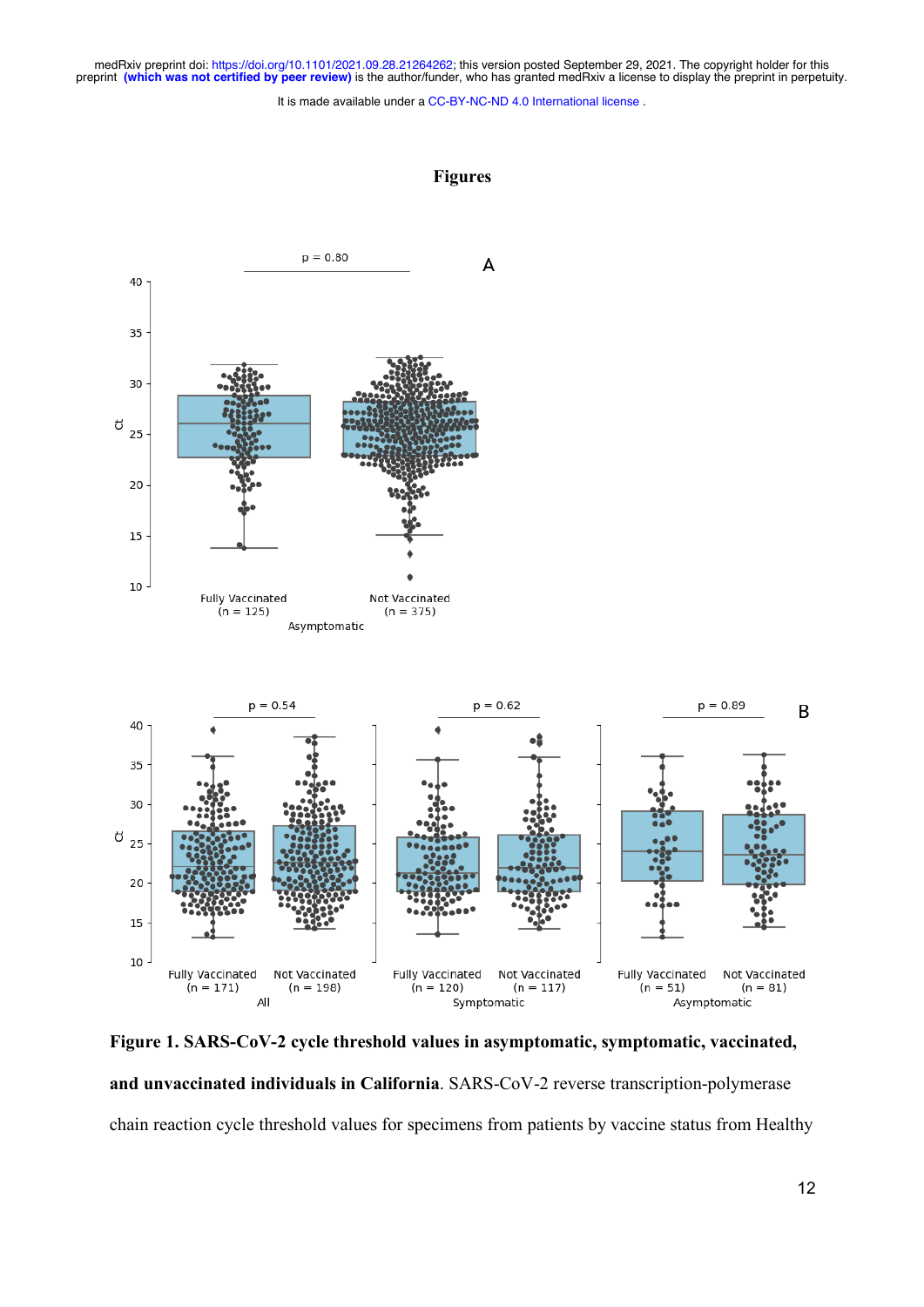# Figures

Figure 1. **SARS-CoV-2 cycle threshold values in asymptomatic, symptomatic, vaccinated, and unvaccinated individuals in California**. SARS-CoV-2 reverse transcription-polymerase chain reaction cycle threshold values for specimens from patients by vaccine status from Healthy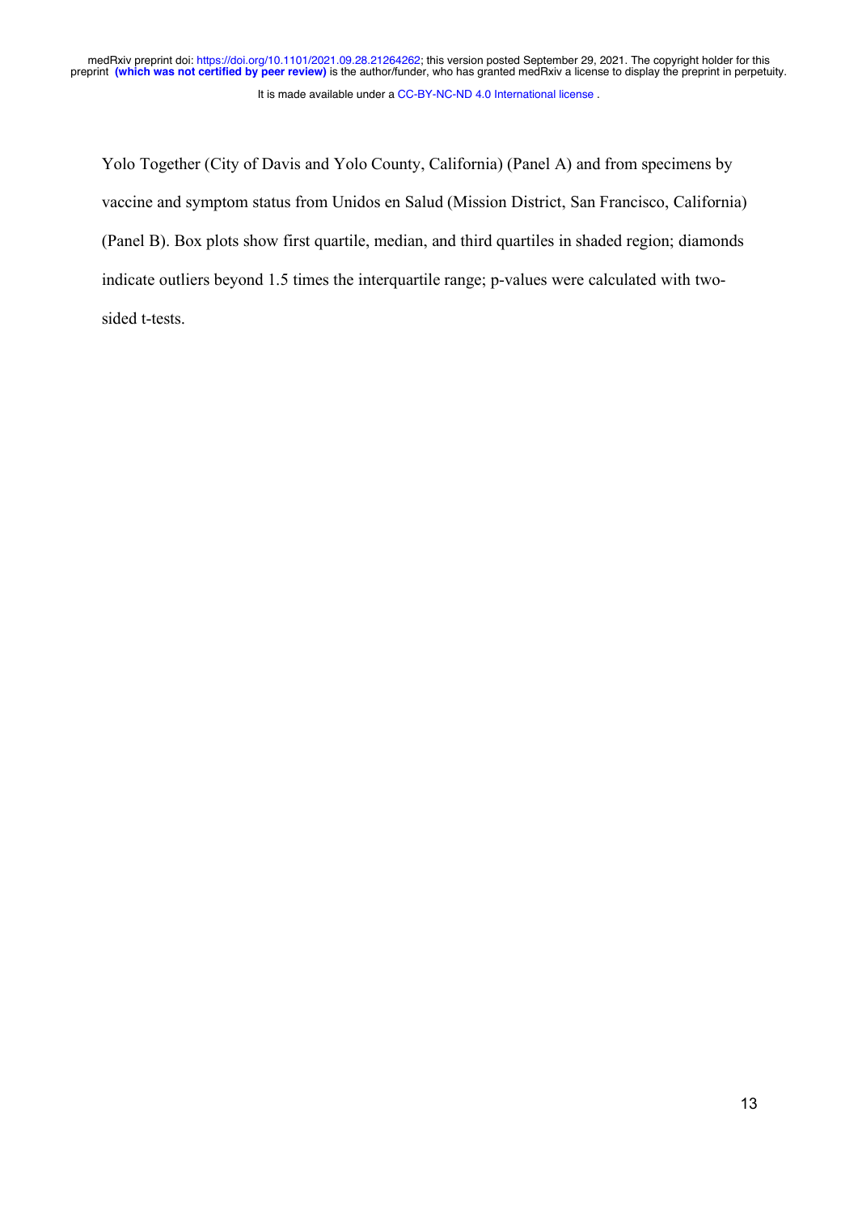Yolo Together (City of Davis and Yolo County, California) (Panel A) and from specimens by vaccine and symptom status from Unidos en Salud (Mission District, San Francisco, California) (Panel B). Box plots show first quartile, median, and third quartiles in shaded region; diamonds indicate outliers beyond 1.5 times the interquartile range; p-values were calculated with two-sided t-tests.